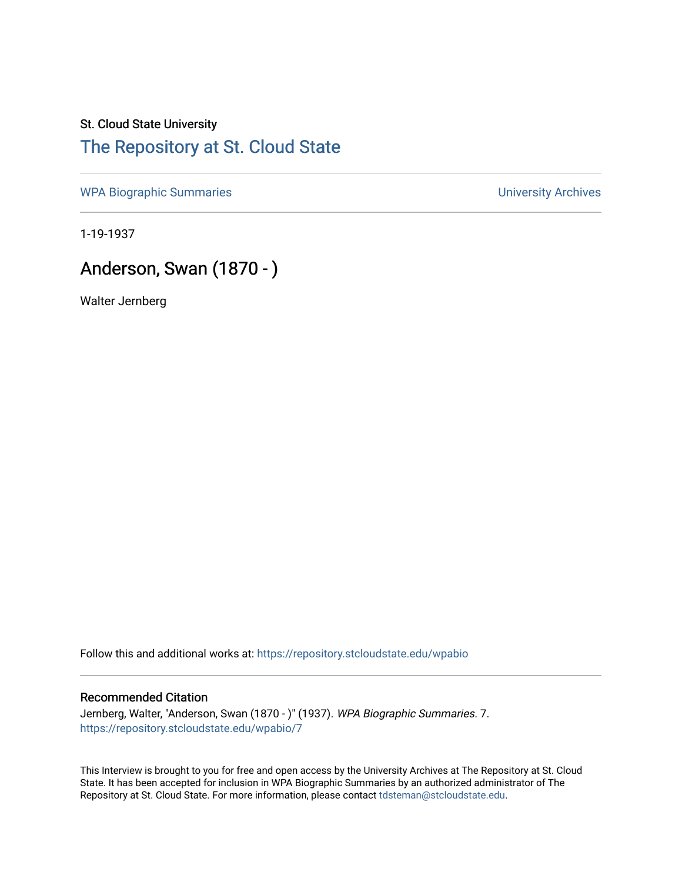St. Cloud State University

# The Repository at St. Cloud State

WPA Biographic Summaries | University Archives

1-19-1937

## Anderson, Swan (1870 - )

Walter Jernberg

Follow this and additional works at: https://repository.stcloudstate.edu/wpabio

### Recommended Citation

Jernberg, Walter, "Anderson, Swan (1870 - )" (1937). *WPA Biographic Summaries*. 7.
https://repository.stcloudstate.edu/wpabio/7

This Interview is brought to you for free and open access by the University Archives at The Repository at St. Cloud State. It has been accepted for inclusion in WPA Biographic Summaries by an authorized administrator of The Repository at St. Cloud State. For more information, please contact tdsteman@stcloudstate.edu.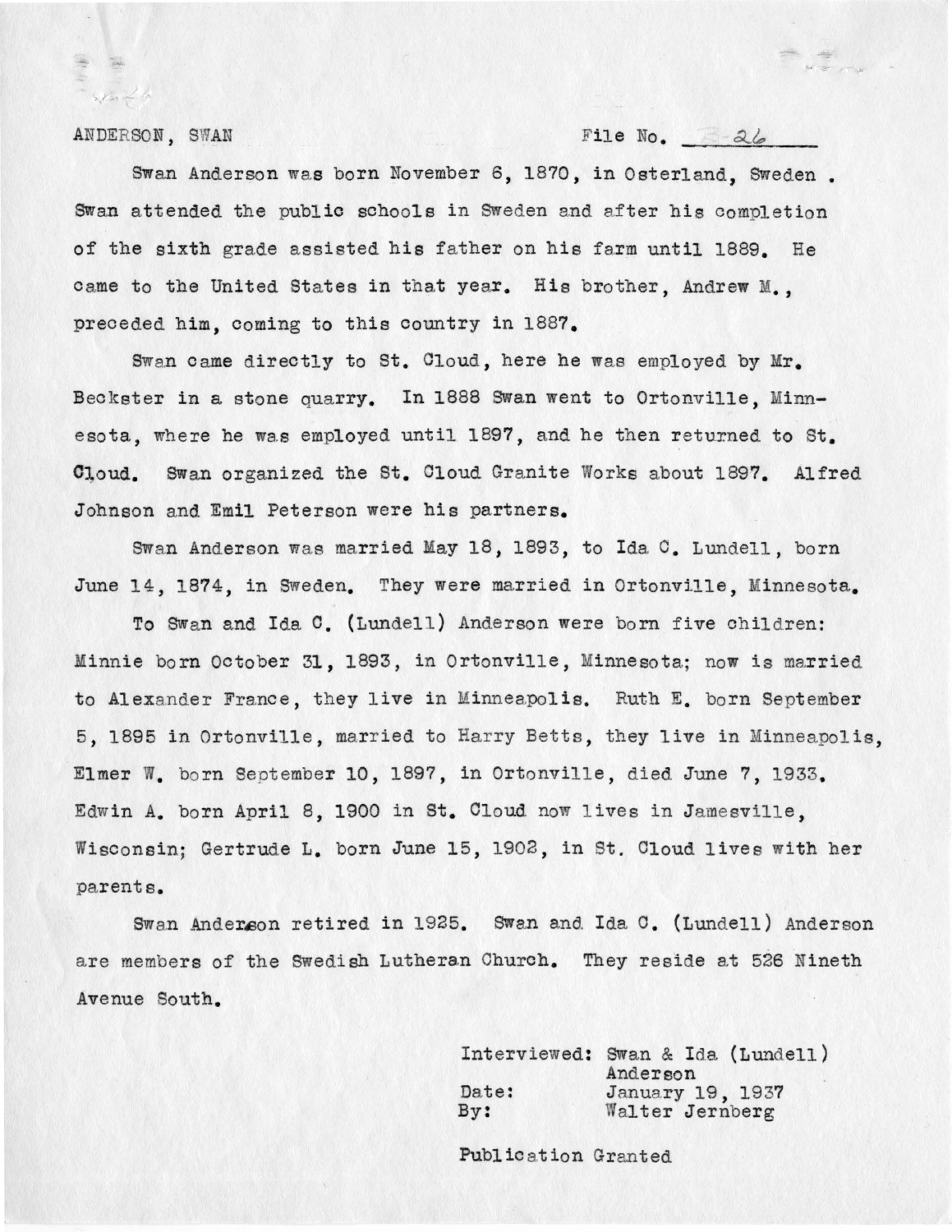ANDERSON, SWAN File No. B-26

Swan Anderson was born November 6, 1870, in Osterland, Sweden. Swan attended the public schools in Sweden and after his completion of the sixth grade assisted his father on his farm until 1889. He came to the United States in that year. His brother, Andrew M., preceded him, coming to this country in 1887.

Swan came directly to St. Cloud, here he was employed by Mr. Beckster in a stone quarry. In 1888 Swan went to Ortonville, Minnesota, where he was employed until 1897, and he then returned to St. Cloud. Swan organized the St. Cloud Granite Works about 1897. Alfred Johnson and Emil Peterson were his partners.

Swan Anderson was married May 18, 1893, to Ida C. Lundell, born June 14, 1874, in Sweden. They were married in Ortonville, Minnesota.

To Swan and Ida C. (Lundell) Anderson were born five children: Minnie born October 31, 1893, in Ortonville, Minnesota; now is married to Alexander France, they live in Minneapolis. Ruth E. born September 5, 1895 in Ortonville, married to Harry Betts, they live in Minneapolis, Elmer W. born September 10, 1897, in Ortonville, died June 7, 1933. Edwin A. born April 8, 1900 in St. Cloud now lives in Jamesville, Wisconsin; Gertrude L. born June 15, 1902, in St. Cloud lives with her parents.

Swan Anderson retired in 1925. Swan and Ida C. (Lundell) Anderson are members of the Swedish Lutheran Church. They reside at 526 Nineth Avenue South.

Interviewed: Swan & Ida (Lundell) Anderson
Date: January 19, 1937
By: Walter Jernberg

Publication Granted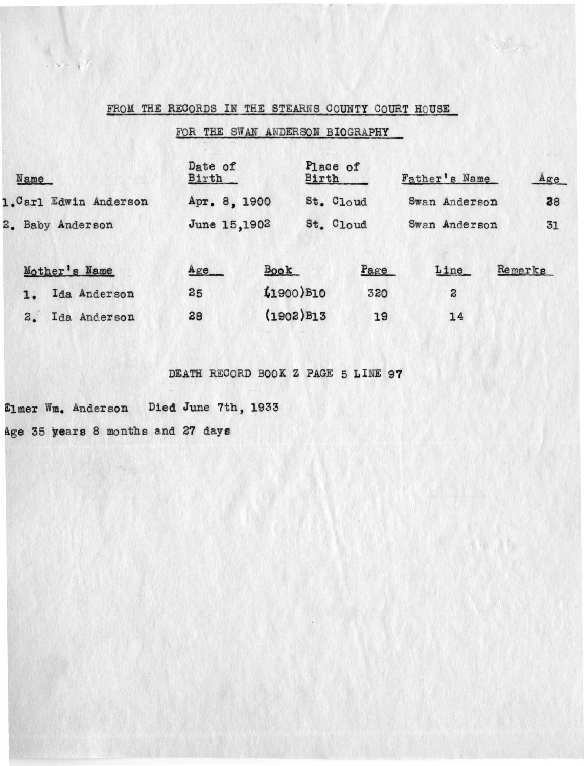FROM THE RECORDS IN THE STEARNS COUNTY COURT HOUSE

FOR THE SWAN ANDERSON BIOGRAPHY

| Name | Date of Birth | Place of Birth | Father's Name | Age |
|---|---|---|---|---|
| 1. Carl Edwin Anderson | Apr. 8, 1900 | St. Cloud | Swan Anderson | 28 |
| 2. Baby Anderson | June 15,1902 | St. Cloud | Swan Anderson | 31 |

| Mother's Name | Age | Book | Page | Line | Remarks |
|---|---|---|---|---|---|
| 1. Ida Anderson | 25 | (1900)B10 | 320 | 2 | |
| 2. Ida Anderson | 28 | (1902)B13 | 19 | 14 | |

DEATH RECORD BOOK Z PAGE 5 LINE 97

Elmer Wm. Anderson Died June 7th, 1933

Age 35 years 8 months and 27 days